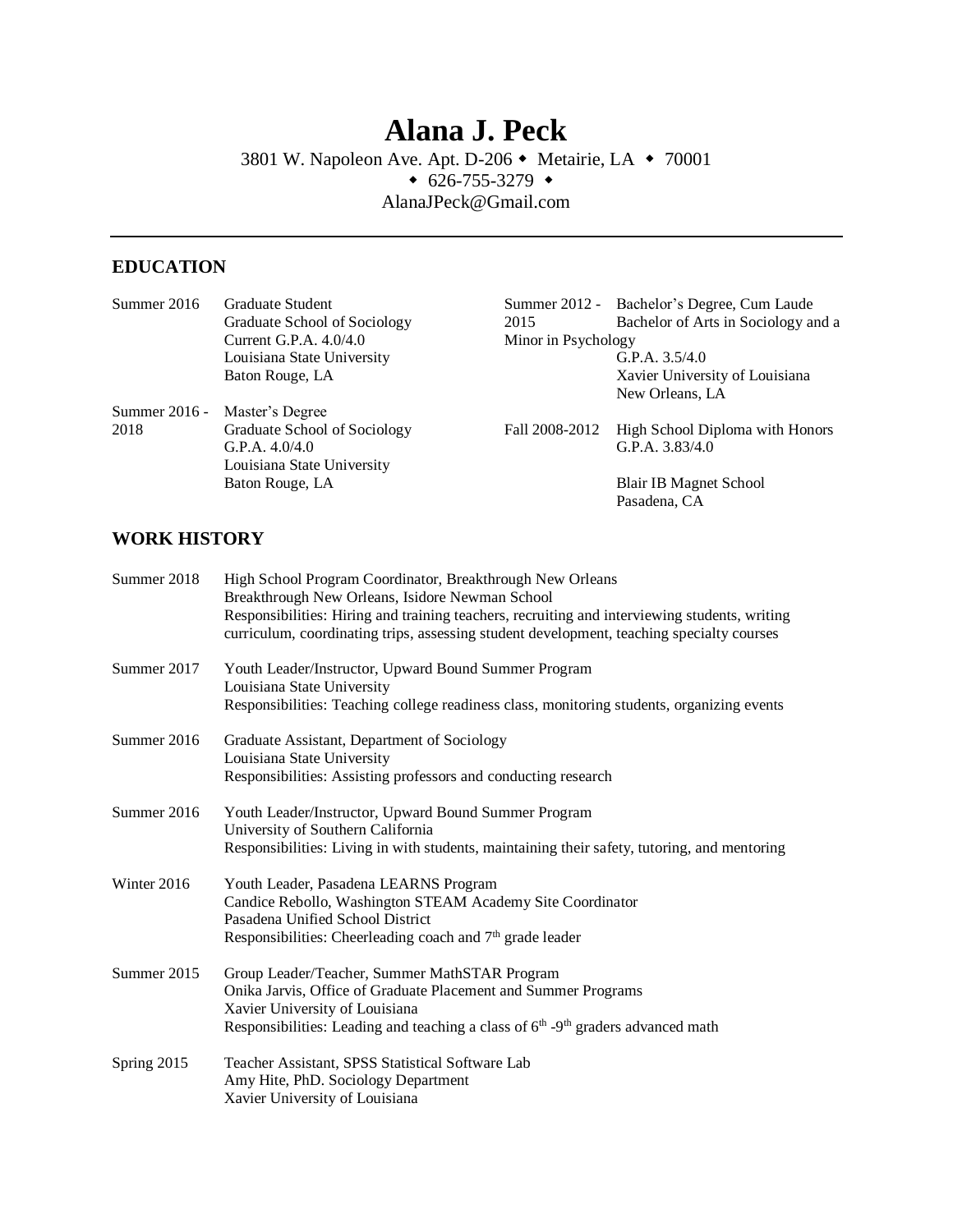# Alana J. Peck

3801 W. Napoleon Ave. Apt. D-206 ◆ Metairie, LA ◆ 70001
◆ 626-755-3279 ◆
AlanaJPeck@Gmail.com

---

## EDUCATION

**Summer 2016**
Graduate Student
Graduate School of Sociology
Current G.P.A. 4.0/4.0
Louisiana State University
Baton Rouge, LA

**Summer 2016 - 2018**
Master's Degree
Graduate School of Sociology
G.P.A. 4.0/4.0
Louisiana State University
Baton Rouge, LA

**Summer 2012 - 2015**
Bachelor's Degree, Cum Laude
Bachelor of Arts in Sociology and a Minor in Psychology
G.P.A. 3.5/4.0
Xavier University of Louisiana
New Orleans, LA

**Fall 2008-2012**
High School Diploma with Honors
G.P.A. 3.83/4.0

Blair IB Magnet School
Pasadena, CA

## WORK HISTORY

**Summer 2018**
High School Program Coordinator, Breakthrough New Orleans
Breakthrough New Orleans, Isidore Newman School
Responsibilities: Hiring and training teachers, recruiting and interviewing students, writing curriculum, coordinating trips, assessing student development, teaching specialty courses

**Summer 2017**
Youth Leader/Instructor, Upward Bound Summer Program
Louisiana State University
Responsibilities: Teaching college readiness class, monitoring students, organizing events

**Summer 2016**
Graduate Assistant, Department of Sociology
Louisiana State University
Responsibilities: Assisting professors and conducting research

**Summer 2016**
Youth Leader/Instructor, Upward Bound Summer Program
University of Southern California
Responsibilities: Living in with students, maintaining their safety, tutoring, and mentoring

**Winter 2016**
Youth Leader, Pasadena LEARNS Program
Candice Rebollo, Washington STEAM Academy Site Coordinator
Pasadena Unified School District
Responsibilities: Cheerleading coach and 7th grade leader

**Summer 2015**
Group Leader/Teacher, Summer MathSTAR Program
Onika Jarvis, Office of Graduate Placement and Summer Programs
Xavier University of Louisiana
Responsibilities: Leading and teaching a class of 6th -9th graders advanced math

**Spring 2015**
Teacher Assistant, SPSS Statistical Software Lab
Amy Hite, PhD. Sociology Department
Xavier University of Louisiana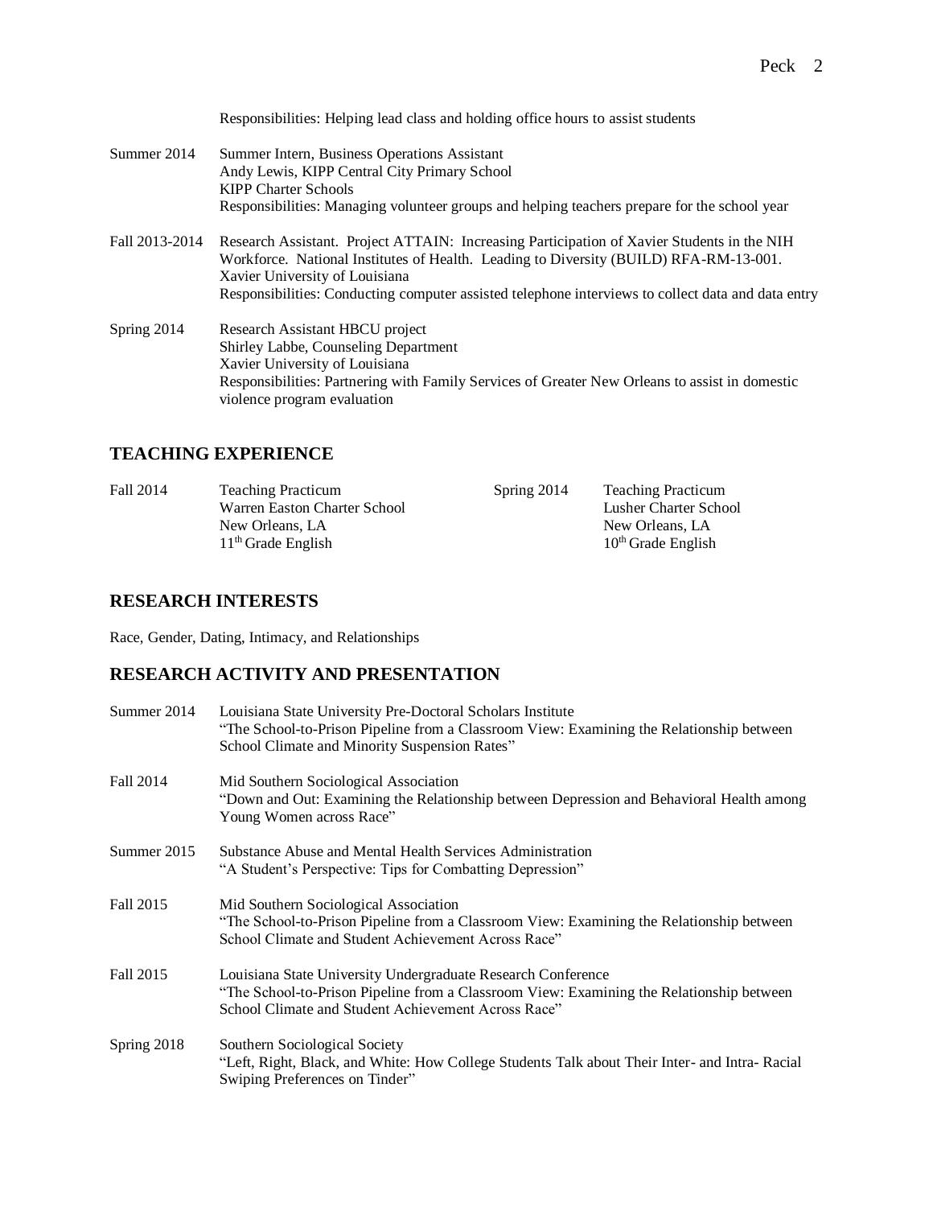Responsibilities: Helping lead class and holding office hours to assist students

Summer 2014 — Summer Intern, Business Operations Assistant
Andy Lewis, KIPP Central City Primary School
KIPP Charter Schools
Responsibilities: Managing volunteer groups and helping teachers prepare for the school year

Fall 2013-2014 — Research Assistant. Project ATTAIN: Increasing Participation of Xavier Students in the NIH Workforce. National Institutes of Health. Leading to Diversity (BUILD) RFA-RM-13-001.
Xavier University of Louisiana
Responsibilities: Conducting computer assisted telephone interviews to collect data and data entry

Spring 2014 — Research Assistant HBCU project
Shirley Labbe, Counseling Department
Xavier University of Louisiana
Responsibilities: Partnering with Family Services of Greater New Orleans to assist in domestic violence program evaluation

## TEACHING EXPERIENCE

Fall 2014 — Teaching Practicum
Warren Easton Charter School
New Orleans, LA
11th Grade English

Spring 2014 — Teaching Practicum
Lusher Charter School
New Orleans, LA
10th Grade English

## RESEARCH INTERESTS

Race, Gender, Dating, Intimacy, and Relationships

## RESEARCH ACTIVITY AND PRESENTATION

Summer 2014 — Louisiana State University Pre-Doctoral Scholars Institute
"The School-to-Prison Pipeline from a Classroom View: Examining the Relationship between School Climate and Minority Suspension Rates"

Fall 2014 — Mid Southern Sociological Association
"Down and Out: Examining the Relationship between Depression and Behavioral Health among Young Women across Race"

Summer 2015 — Substance Abuse and Mental Health Services Administration
"A Student's Perspective: Tips for Combatting Depression"

Fall 2015 — Mid Southern Sociological Association
"The School-to-Prison Pipeline from a Classroom View: Examining the Relationship between School Climate and Student Achievement Across Race"

Fall 2015 — Louisiana State University Undergraduate Research Conference
"The School-to-Prison Pipeline from a Classroom View: Examining the Relationship between School Climate and Student Achievement Across Race"

Spring 2018 — Southern Sociological Society
"Left, Right, Black, and White: How College Students Talk about Their Inter- and Intra- Racial Swiping Preferences on Tinder"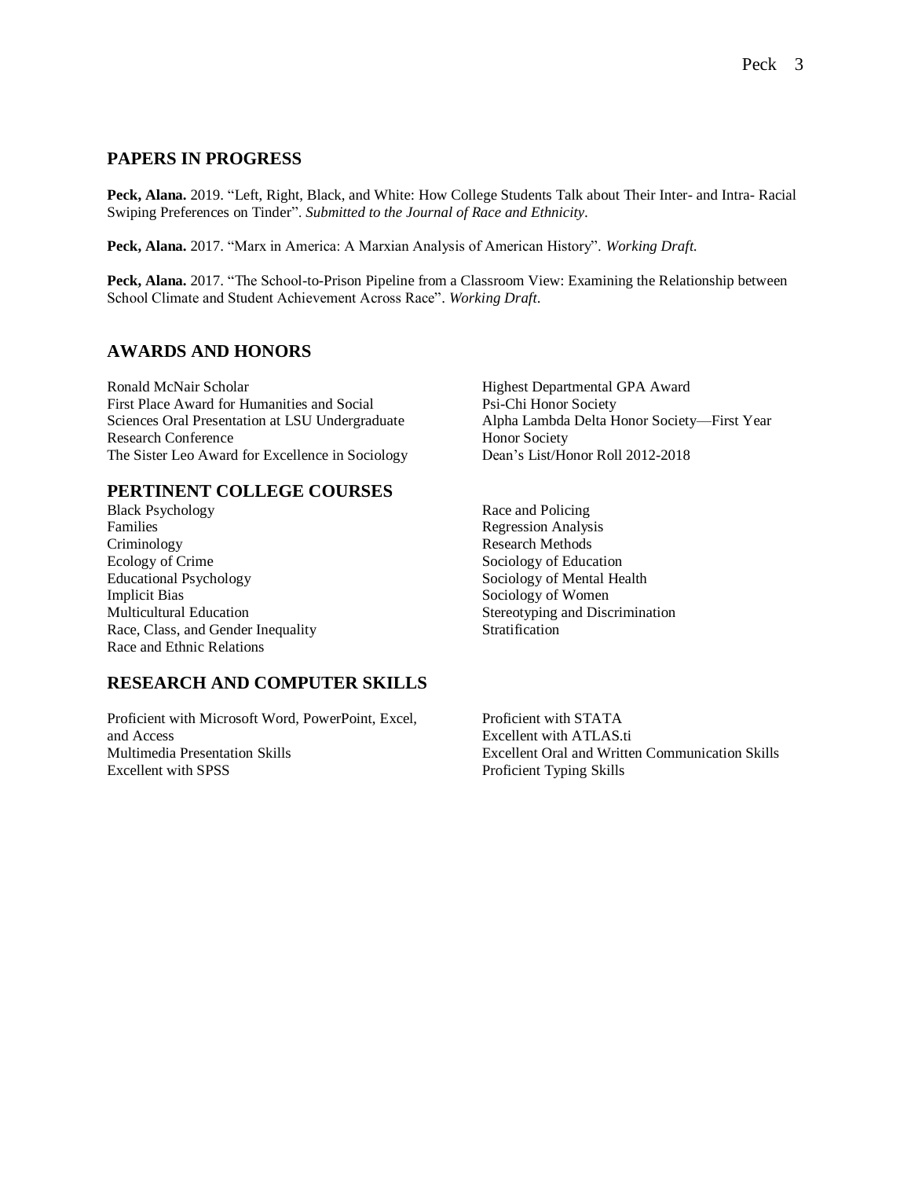## PAPERS IN PROGRESS

**Peck, Alana.** 2019. "Left, Right, Black, and White: How College Students Talk about Their Inter- and Intra- Racial Swiping Preferences on Tinder". *Submitted to the Journal of Race and Ethnicity*.

**Peck, Alana.** 2017. "Marx in America: A Marxian Analysis of American History". *Working Draft.*

**Peck, Alana.** 2017. "The School-to-Prison Pipeline from a Classroom View: Examining the Relationship between School Climate and Student Achievement Across Race". *Working Draft*.

## AWARDS AND HONORS

Ronald McNair Scholar
First Place Award for Humanities and Social Sciences Oral Presentation at LSU Undergraduate Research Conference
The Sister Leo Award for Excellence in Sociology
Highest Departmental GPA Award
Psi-Chi Honor Society
Alpha Lambda Delta Honor Society—First Year Honor Society
Dean's List/Honor Roll 2012-2018

## PERTINENT COLLEGE COURSES

Black Psychology
Families
Criminology
Ecology of Crime
Educational Psychology
Implicit Bias
Multicultural Education
Race, Class, and Gender Inequality
Race and Ethnic Relations
Race and Policing
Regression Analysis
Research Methods
Sociology of Education
Sociology of Mental Health
Sociology of Women
Stereotyping and Discrimination
Stratification

## RESEARCH AND COMPUTER SKILLS

Proficient with Microsoft Word, PowerPoint, Excel, and Access
Multimedia Presentation Skills
Excellent with SPSS
Proficient with STATA
Excellent with ATLAS.ti
Excellent Oral and Written Communication Skills
Proficient Typing Skills